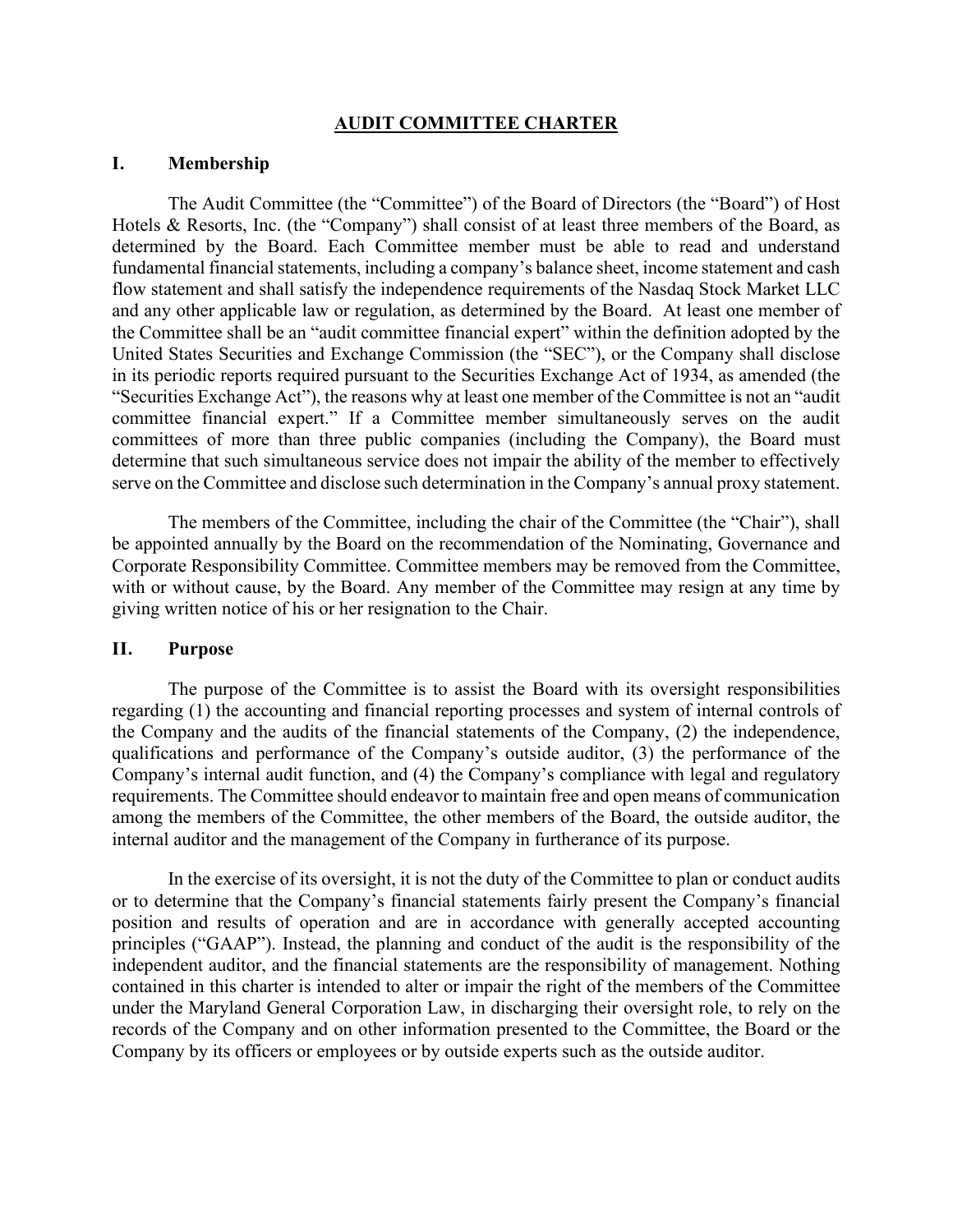# AUDIT COMMITTEE CHARTER

## I. Membership

The Audit Committee (the "Committee") of the Board of Directors (the "Board") of Host Hotels & Resorts, Inc. (the "Company") shall consist of at least three members of the Board, as determined by the Board. Each Committee member must be able to read and understand fundamental financial statements, including a company's balance sheet, income statement and cash flow statement and shall satisfy the independence requirements of the Nasdaq Stock Market LLC and any other applicable law or regulation, as determined by the Board. At least one member of the Committee shall be an "audit committee financial expert" within the definition adopted by the United States Securities and Exchange Commission (the "SEC"), or the Company shall disclose in its periodic reports required pursuant to the Securities Exchange Act of 1934, as amended (the "Securities Exchange Act"), the reasons why at least one member of the Committee is not an "audit committee financial expert." If a Committee member simultaneously serves on the audit committees of more than three public companies (including the Company), the Board must determine that such simultaneous service does not impair the ability of the member to effectively serve on the Committee and disclose such determination in the Company's annual proxy statement.

The members of the Committee, including the chair of the Committee (the "Chair"), shall be appointed annually by the Board on the recommendation of the Nominating, Governance and Corporate Responsibility Committee. Committee members may be removed from the Committee, with or without cause, by the Board. Any member of the Committee may resign at any time by giving written notice of his or her resignation to the Chair.

## II. Purpose

The purpose of the Committee is to assist the Board with its oversight responsibilities regarding (1) the accounting and financial reporting processes and system of internal controls of the Company and the audits of the financial statements of the Company, (2) the independence, qualifications and performance of the Company's outside auditor, (3) the performance of the Company's internal audit function, and (4) the Company's compliance with legal and regulatory requirements. The Committee should endeavor to maintain free and open means of communication among the members of the Committee, the other members of the Board, the outside auditor, the internal auditor and the management of the Company in furtherance of its purpose.

In the exercise of its oversight, it is not the duty of the Committee to plan or conduct audits or to determine that the Company's financial statements fairly present the Company's financial position and results of operation and are in accordance with generally accepted accounting principles ("GAAP"). Instead, the planning and conduct of the audit is the responsibility of the independent auditor, and the financial statements are the responsibility of management. Nothing contained in this charter is intended to alter or impair the right of the members of the Committee under the Maryland General Corporation Law, in discharging their oversight role, to rely on the records of the Company and on other information presented to the Committee, the Board or the Company by its officers or employees or by outside experts such as the outside auditor.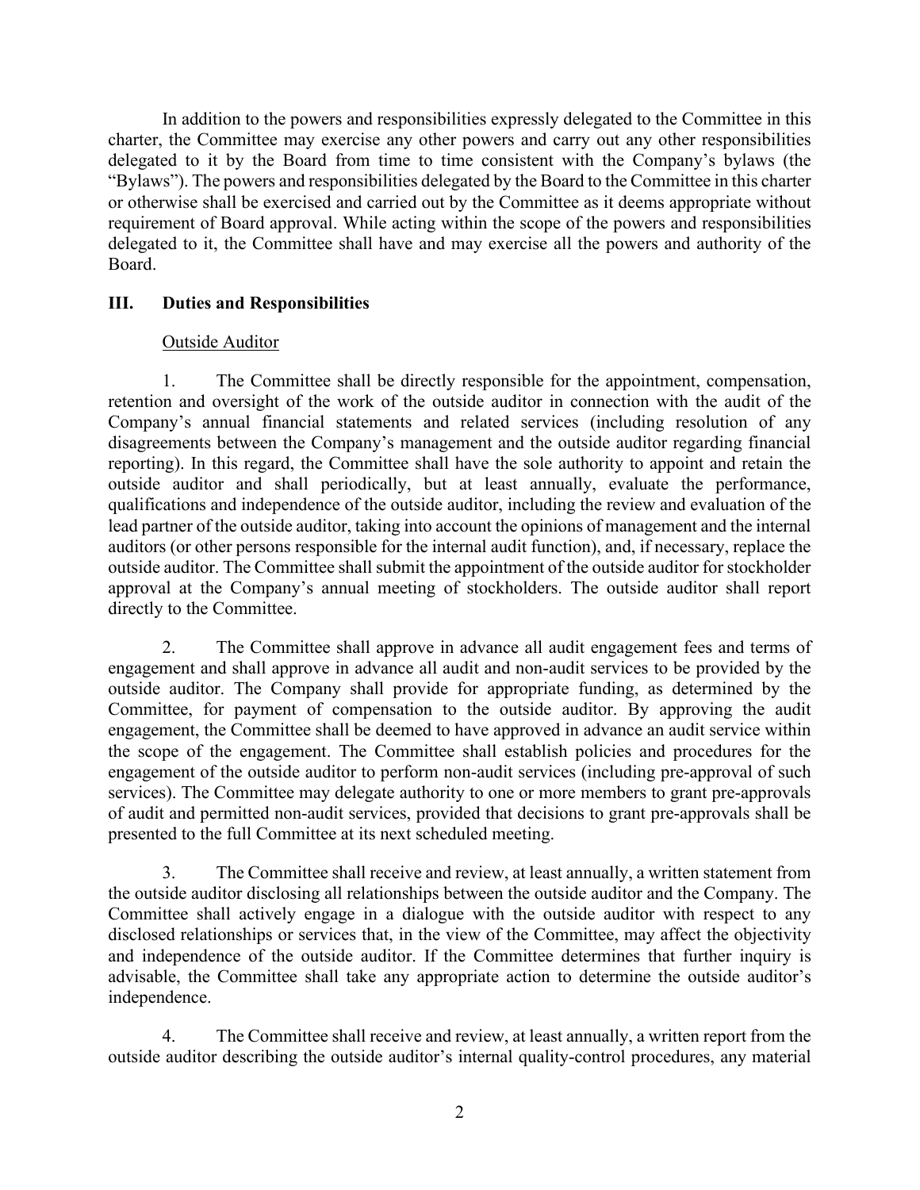In addition to the powers and responsibilities expressly delegated to the Committee in this charter, the Committee may exercise any other powers and carry out any other responsibilities delegated to it by the Board from time to time consistent with the Company's bylaws (the "Bylaws"). The powers and responsibilities delegated by the Board to the Committee in this charter or otherwise shall be exercised and carried out by the Committee as it deems appropriate without requirement of Board approval. While acting within the scope of the powers and responsibilities delegated to it, the Committee shall have and may exercise all the powers and authority of the Board.

## III. Duties and Responsibilities

Outside Auditor

1. The Committee shall be directly responsible for the appointment, compensation, retention and oversight of the work of the outside auditor in connection with the audit of the Company's annual financial statements and related services (including resolution of any disagreements between the Company's management and the outside auditor regarding financial reporting). In this regard, the Committee shall have the sole authority to appoint and retain the outside auditor and shall periodically, but at least annually, evaluate the performance, qualifications and independence of the outside auditor, including the review and evaluation of the lead partner of the outside auditor, taking into account the opinions of management and the internal auditors (or other persons responsible for the internal audit function), and, if necessary, replace the outside auditor. The Committee shall submit the appointment of the outside auditor for stockholder approval at the Company's annual meeting of stockholders. The outside auditor shall report directly to the Committee.

2. The Committee shall approve in advance all audit engagement fees and terms of engagement and shall approve in advance all audit and non-audit services to be provided by the outside auditor. The Company shall provide for appropriate funding, as determined by the Committee, for payment of compensation to the outside auditor. By approving the audit engagement, the Committee shall be deemed to have approved in advance an audit service within the scope of the engagement. The Committee shall establish policies and procedures for the engagement of the outside auditor to perform non-audit services (including pre-approval of such services). The Committee may delegate authority to one or more members to grant pre-approvals of audit and permitted non-audit services, provided that decisions to grant pre-approvals shall be presented to the full Committee at its next scheduled meeting.

3. The Committee shall receive and review, at least annually, a written statement from the outside auditor disclosing all relationships between the outside auditor and the Company. The Committee shall actively engage in a dialogue with the outside auditor with respect to any disclosed relationships or services that, in the view of the Committee, may affect the objectivity and independence of the outside auditor. If the Committee determines that further inquiry is advisable, the Committee shall take any appropriate action to determine the outside auditor's independence.

4. The Committee shall receive and review, at least annually, a written report from the outside auditor describing the outside auditor's internal quality-control procedures, any material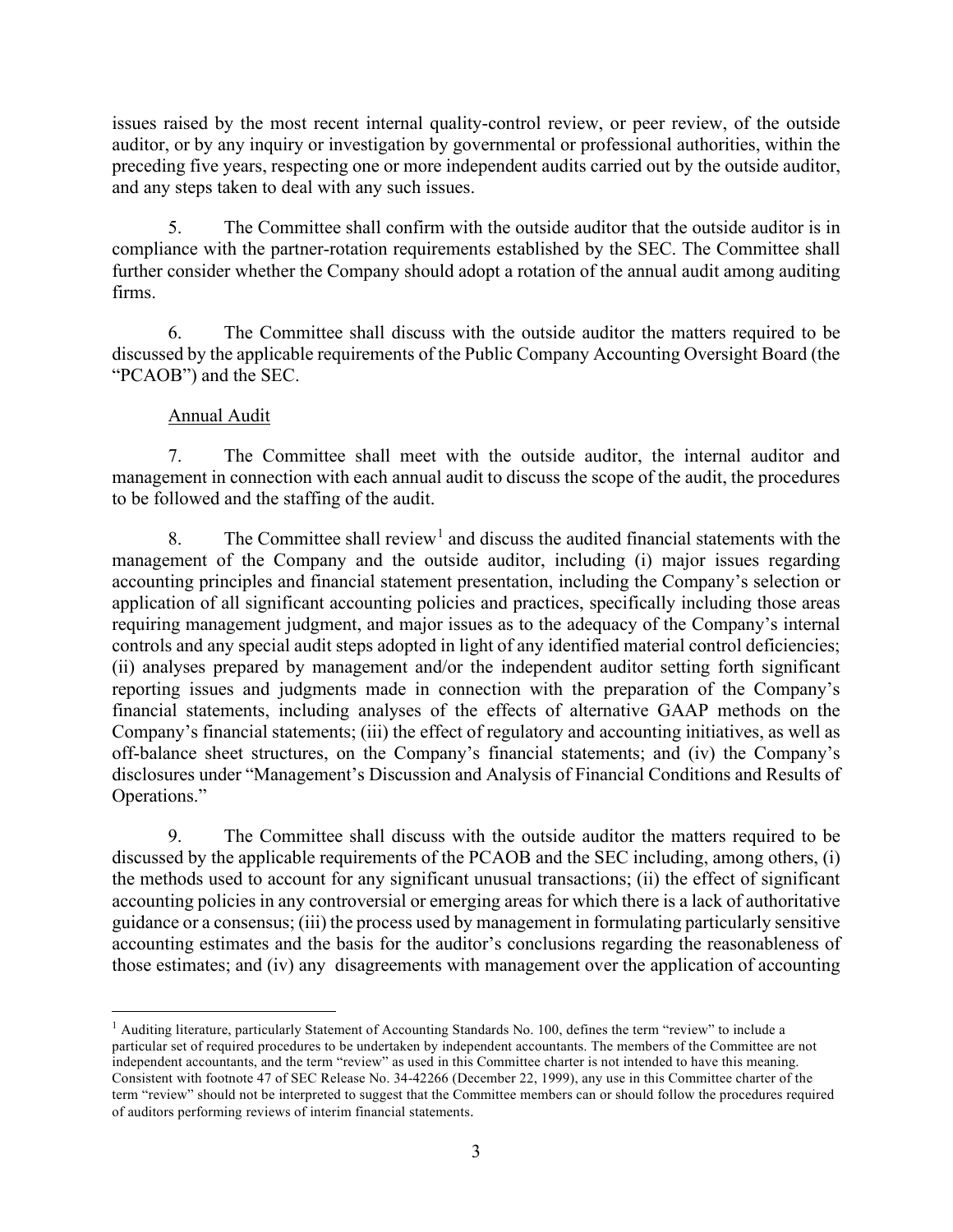issues raised by the most recent internal quality-control review, or peer review, of the outside auditor, or by any inquiry or investigation by governmental or professional authorities, within the preceding five years, respecting one or more independent audits carried out by the outside auditor, and any steps taken to deal with any such issues.

5. The Committee shall confirm with the outside auditor that the outside auditor is in compliance with the partner-rotation requirements established by the SEC. The Committee shall further consider whether the Company should adopt a rotation of the annual audit among auditing firms.

6. The Committee shall discuss with the outside auditor the matters required to be discussed by the applicable requirements of the Public Company Accounting Oversight Board (the "PCAOB") and the SEC.

Annual Audit

7. The Committee shall meet with the outside auditor, the internal auditor and management in connection with each annual audit to discuss the scope of the audit, the procedures to be followed and the staffing of the audit.

8. The Committee shall review[1] and discuss the audited financial statements with the management of the Company and the outside auditor, including (i) major issues regarding accounting principles and financial statement presentation, including the Company's selection or application of all significant accounting policies and practices, specifically including those areas requiring management judgment, and major issues as to the adequacy of the Company's internal controls and any special audit steps adopted in light of any identified material control deficiencies; (ii) analyses prepared by management and/or the independent auditor setting forth significant reporting issues and judgments made in connection with the preparation of the Company's financial statements, including analyses of the effects of alternative GAAP methods on the Company's financial statements; (iii) the effect of regulatory and accounting initiatives, as well as off-balance sheet structures, on the Company's financial statements; and (iv) the Company's disclosures under "Management's Discussion and Analysis of Financial Conditions and Results of Operations."

9. The Committee shall discuss with the outside auditor the matters required to be discussed by the applicable requirements of the PCAOB and the SEC including, among others, (i) the methods used to account for any significant unusual transactions; (ii) the effect of significant accounting policies in any controversial or emerging areas for which there is a lack of authoritative guidance or a consensus; (iii) the process used by management in formulating particularly sensitive accounting estimates and the basis for the auditor's conclusions regarding the reasonableness of those estimates; and (iv) any disagreements with management over the application of accounting

---

[1] Auditing literature, particularly Statement of Accounting Standards No. 100, defines the term "review" to include a particular set of required procedures to be undertaken by independent accountants. The members of the Committee are not independent accountants, and the term "review" as used in this Committee charter is not intended to have this meaning. Consistent with footnote 47 of SEC Release No. 34-42266 (December 22, 1999), any use in this Committee charter of the term "review" should not be interpreted to suggest that the Committee members can or should follow the procedures required of auditors performing reviews of interim financial statements.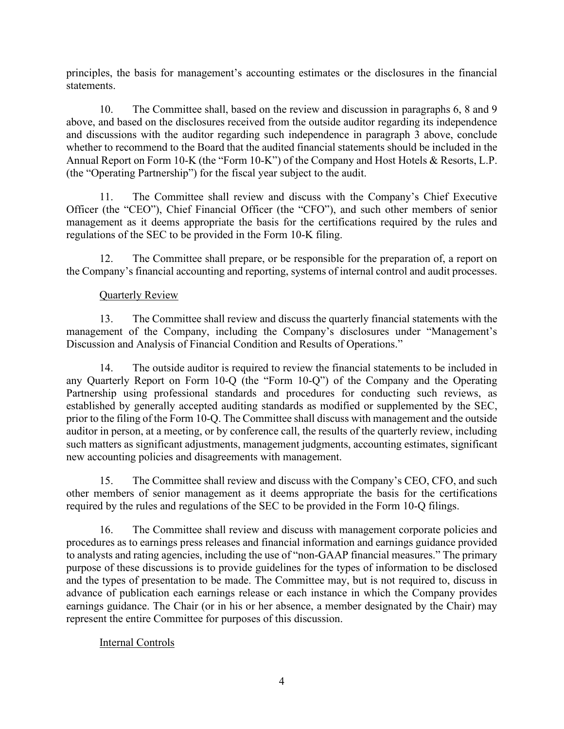principles, the basis for management's accounting estimates or the disclosures in the financial statements.

10. The Committee shall, based on the review and discussion in paragraphs 6, 8 and 9 above, and based on the disclosures received from the outside auditor regarding its independence and discussions with the auditor regarding such independence in paragraph 3 above, conclude whether to recommend to the Board that the audited financial statements should be included in the Annual Report on Form 10-K (the "Form 10-K") of the Company and Host Hotels & Resorts, L.P. (the "Operating Partnership") for the fiscal year subject to the audit.

11. The Committee shall review and discuss with the Company's Chief Executive Officer (the "CEO"), Chief Financial Officer (the "CFO"), and such other members of senior management as it deems appropriate the basis for the certifications required by the rules and regulations of the SEC to be provided in the Form 10-K filing.

12. The Committee shall prepare, or be responsible for the preparation of, a report on the Company's financial accounting and reporting, systems of internal control and audit processes.

Quarterly Review

13. The Committee shall review and discuss the quarterly financial statements with the management of the Company, including the Company's disclosures under "Management's Discussion and Analysis of Financial Condition and Results of Operations."

14. The outside auditor is required to review the financial statements to be included in any Quarterly Report on Form 10-Q (the "Form 10-Q") of the Company and the Operating Partnership using professional standards and procedures for conducting such reviews, as established by generally accepted auditing standards as modified or supplemented by the SEC, prior to the filing of the Form 10-Q. The Committee shall discuss with management and the outside auditor in person, at a meeting, or by conference call, the results of the quarterly review, including such matters as significant adjustments, management judgments, accounting estimates, significant new accounting policies and disagreements with management.

15. The Committee shall review and discuss with the Company's CEO, CFO, and such other members of senior management as it deems appropriate the basis for the certifications required by the rules and regulations of the SEC to be provided in the Form 10-Q filings.

16. The Committee shall review and discuss with management corporate policies and procedures as to earnings press releases and financial information and earnings guidance provided to analysts and rating agencies, including the use of "non-GAAP financial measures." The primary purpose of these discussions is to provide guidelines for the types of information to be disclosed and the types of presentation to be made. The Committee may, but is not required to, discuss in advance of publication each earnings release or each instance in which the Company provides earnings guidance. The Chair (or in his or her absence, a member designated by the Chair) may represent the entire Committee for purposes of this discussion.

Internal Controls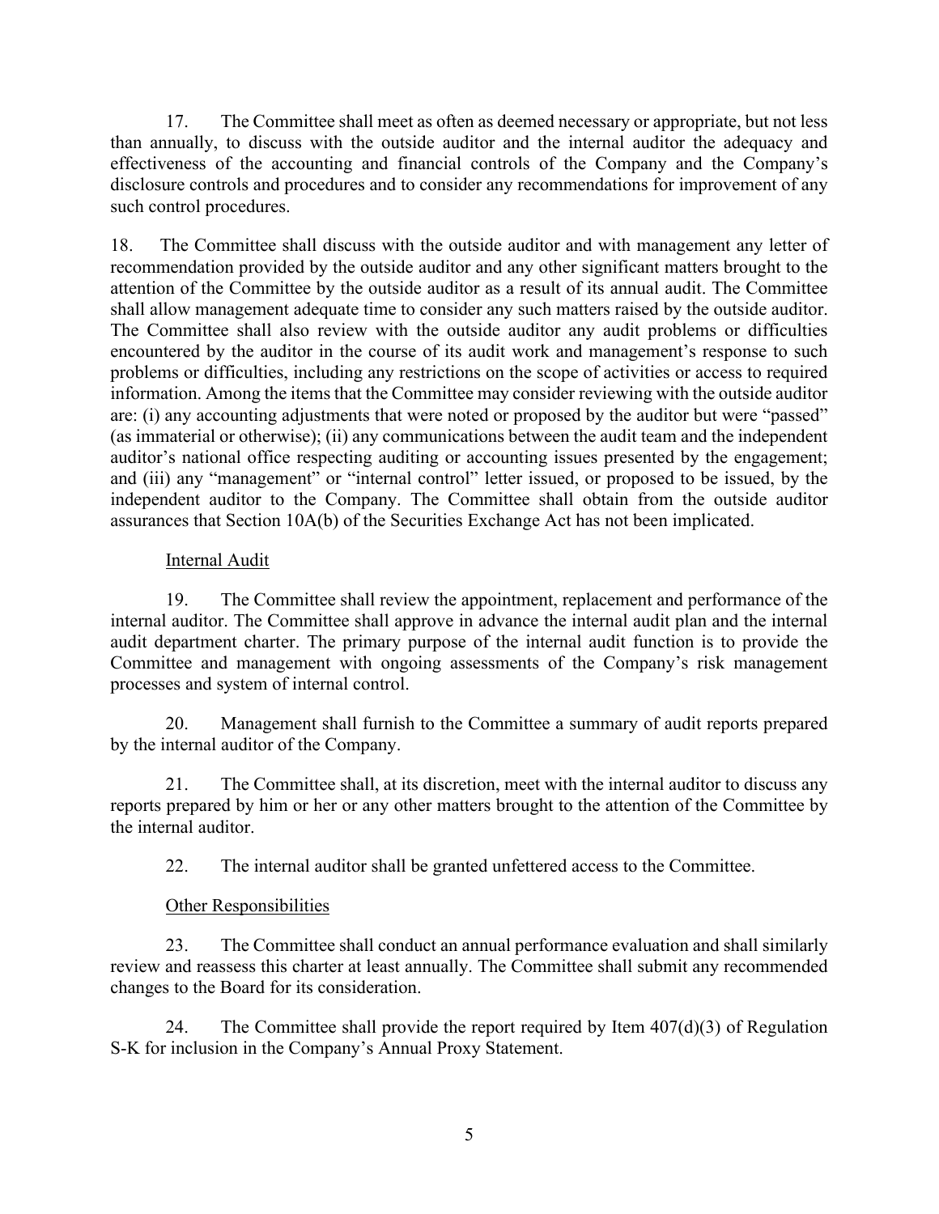17. The Committee shall meet as often as deemed necessary or appropriate, but not less than annually, to discuss with the outside auditor and the internal auditor the adequacy and effectiveness of the accounting and financial controls of the Company and the Company's disclosure controls and procedures and to consider any recommendations for improvement of any such control procedures.

18. The Committee shall discuss with the outside auditor and with management any letter of recommendation provided by the outside auditor and any other significant matters brought to the attention of the Committee by the outside auditor as a result of its annual audit. The Committee shall allow management adequate time to consider any such matters raised by the outside auditor. The Committee shall also review with the outside auditor any audit problems or difficulties encountered by the auditor in the course of its audit work and management's response to such problems or difficulties, including any restrictions on the scope of activities or access to required information. Among the items that the Committee may consider reviewing with the outside auditor are: (i) any accounting adjustments that were noted or proposed by the auditor but were "passed" (as immaterial or otherwise); (ii) any communications between the audit team and the independent auditor's national office respecting auditing or accounting issues presented by the engagement; and (iii) any "management" or "internal control" letter issued, or proposed to be issued, by the independent auditor to the Company. The Committee shall obtain from the outside auditor assurances that Section 10A(b) of the Securities Exchange Act has not been implicated.

<u>Internal Audit</u>

19. The Committee shall review the appointment, replacement and performance of the internal auditor. The Committee shall approve in advance the internal audit plan and the internal audit department charter. The primary purpose of the internal audit function is to provide the Committee and management with ongoing assessments of the Company's risk management processes and system of internal control.

20. Management shall furnish to the Committee a summary of audit reports prepared by the internal auditor of the Company.

21. The Committee shall, at its discretion, meet with the internal auditor to discuss any reports prepared by him or her or any other matters brought to the attention of the Committee by the internal auditor.

22. The internal auditor shall be granted unfettered access to the Committee.

<u>Other Responsibilities</u>

23. The Committee shall conduct an annual performance evaluation and shall similarly review and reassess this charter at least annually. The Committee shall submit any recommended changes to the Board for its consideration.

24. The Committee shall provide the report required by Item 407(d)(3) of Regulation S-K for inclusion in the Company's Annual Proxy Statement.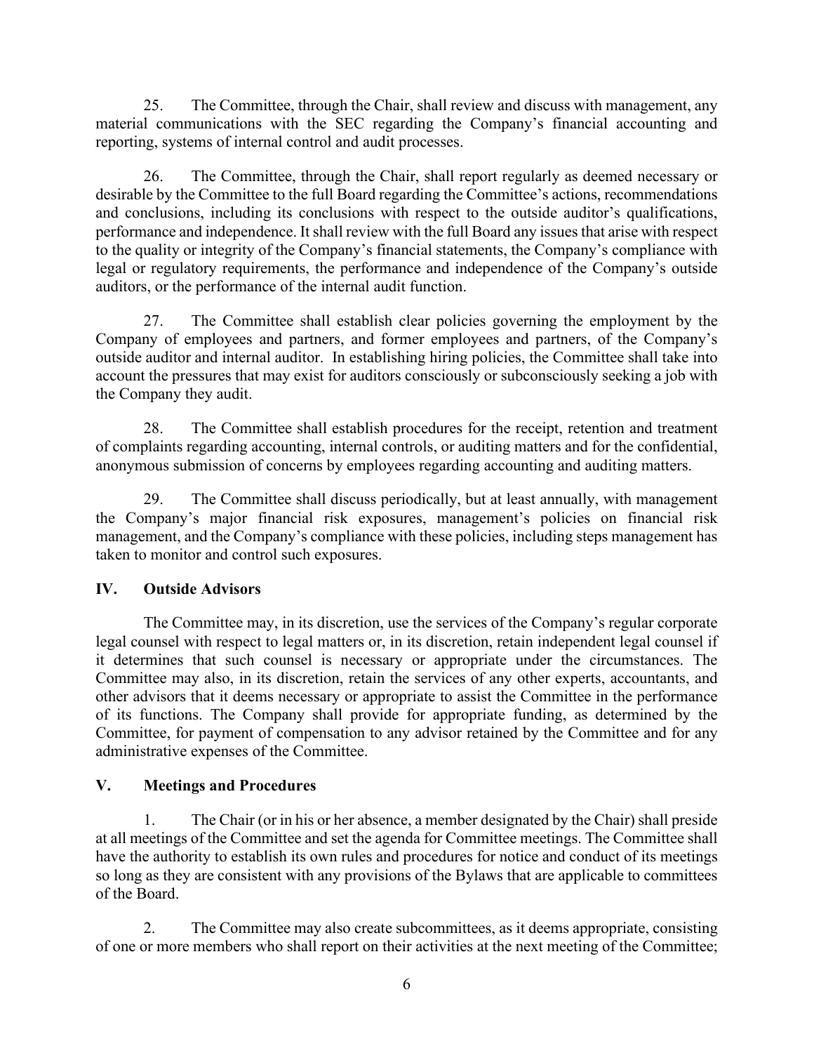25. The Committee, through the Chair, shall review and discuss with management, any material communications with the SEC regarding the Company's financial accounting and reporting, systems of internal control and audit processes.

26. The Committee, through the Chair, shall report regularly as deemed necessary or desirable by the Committee to the full Board regarding the Committee's actions, recommendations and conclusions, including its conclusions with respect to the outside auditor's qualifications, performance and independence. It shall review with the full Board any issues that arise with respect to the quality or integrity of the Company's financial statements, the Company's compliance with legal or regulatory requirements, the performance and independence of the Company's outside auditors, or the performance of the internal audit function.

27. The Committee shall establish clear policies governing the employment by the Company of employees and partners, and former employees and partners, of the Company's outside auditor and internal auditor. In establishing hiring policies, the Committee shall take into account the pressures that may exist for auditors consciously or subconsciously seeking a job with the Company they audit.

28. The Committee shall establish procedures for the receipt, retention and treatment of complaints regarding accounting, internal controls, or auditing matters and for the confidential, anonymous submission of concerns by employees regarding accounting and auditing matters.

29. The Committee shall discuss periodically, but at least annually, with management the Company's major financial risk exposures, management's policies on financial risk management, and the Company's compliance with these policies, including steps management has taken to monitor and control such exposures.

## IV. Outside Advisors

The Committee may, in its discretion, use the services of the Company's regular corporate legal counsel with respect to legal matters or, in its discretion, retain independent legal counsel if it determines that such counsel is necessary or appropriate under the circumstances. The Committee may also, in its discretion, retain the services of any other experts, accountants, and other advisors that it deems necessary or appropriate to assist the Committee in the performance of its functions. The Company shall provide for appropriate funding, as determined by the Committee, for payment of compensation to any advisor retained by the Committee and for any administrative expenses of the Committee.

## V. Meetings and Procedures

1. The Chair (or in his or her absence, a member designated by the Chair) shall preside at all meetings of the Committee and set the agenda for Committee meetings. The Committee shall have the authority to establish its own rules and procedures for notice and conduct of its meetings so long as they are consistent with any provisions of the Bylaws that are applicable to committees of the Board.

2. The Committee may also create subcommittees, as it deems appropriate, consisting of one or more members who shall report on their activities at the next meeting of the Committee;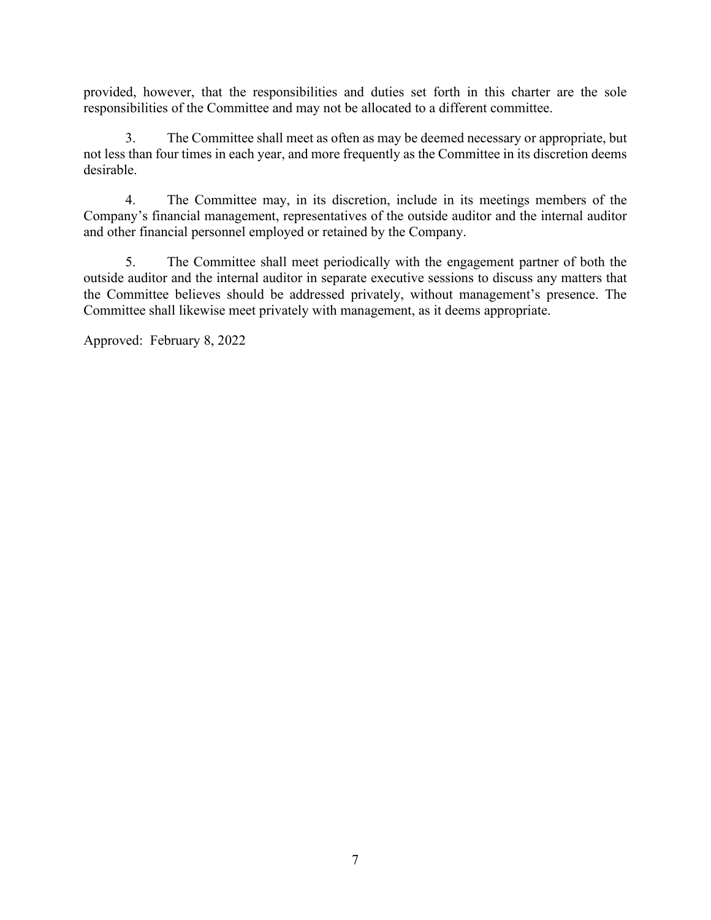provided, however, that the responsibilities and duties set forth in this charter are the sole responsibilities of the Committee and may not be allocated to a different committee.

3. The Committee shall meet as often as may be deemed necessary or appropriate, but not less than four times in each year, and more frequently as the Committee in its discretion deems desirable.

4. The Committee may, in its discretion, include in its meetings members of the Company's financial management, representatives of the outside auditor and the internal auditor and other financial personnel employed or retained by the Company.

5. The Committee shall meet periodically with the engagement partner of both the outside auditor and the internal auditor in separate executive sessions to discuss any matters that the Committee believes should be addressed privately, without management's presence. The Committee shall likewise meet privately with management, as it deems appropriate.

Approved: February 8, 2022